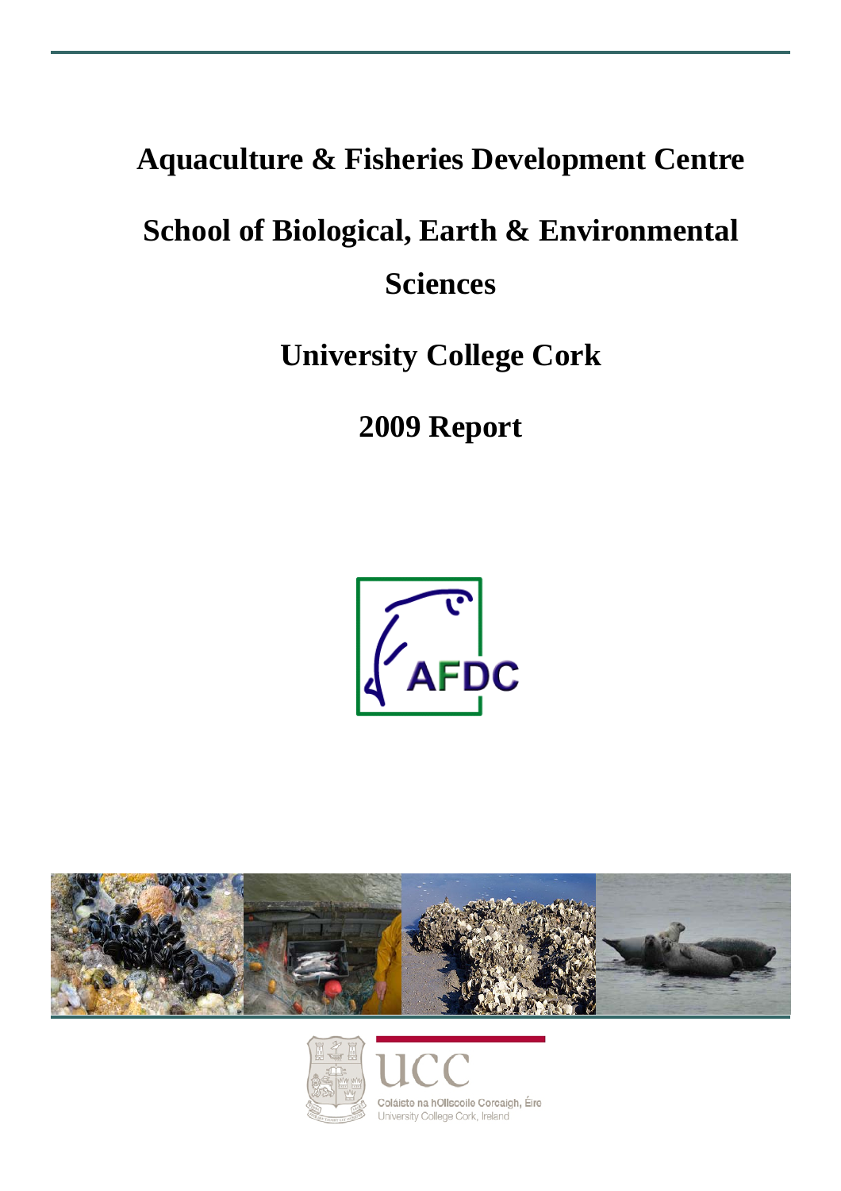# Aquaculture & Fisheries Development Centre

# School of Biological, Earth & Environmental Sciences

# University College Cork

# 2009 Report

AFDC

Coláiste na hOllscoile Corcaigh, Éire
University College Cork, Ireland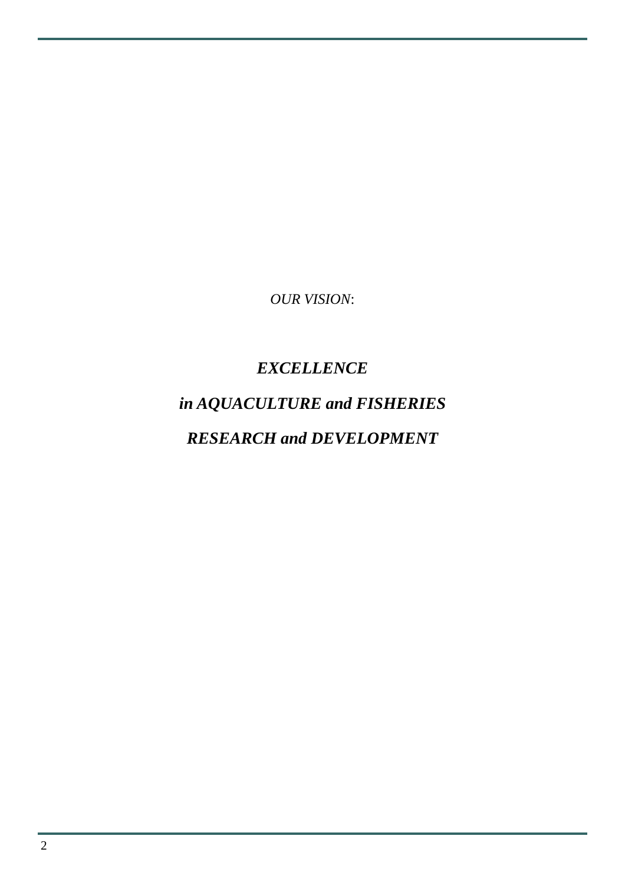*OUR VISION*:

***EXCELLENCE***

***in AQUACULTURE and FISHERIES***

***RESEARCH and DEVELOPMENT***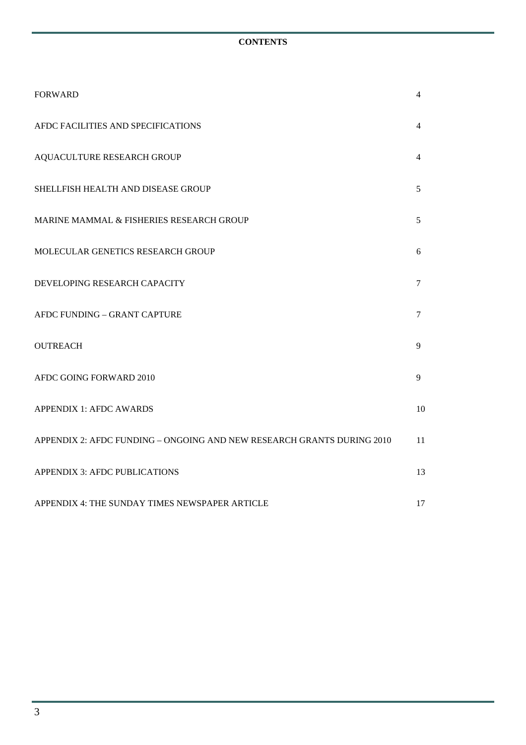**CONTENTS**

| | |
|---|---|
| FORWARD | 4 |
| AFDC FACILITIES AND SPECIFICATIONS | 4 |
| AQUACULTURE RESEARCH GROUP | 4 |
| SHELLFISH HEALTH AND DISEASE GROUP | 5 |
| MARINE MAMMAL & FISHERIES RESEARCH GROUP | 5 |
| MOLECULAR GENETICS RESEARCH GROUP | 6 |
| DEVELOPING RESEARCH CAPACITY | 7 |
| AFDC FUNDING – GRANT CAPTURE | 7 |
| OUTREACH | 9 |
| AFDC GOING FORWARD 2010 | 9 |
| APPENDIX 1: AFDC AWARDS | 10 |
| APPENDIX 2: AFDC FUNDING – ONGOING AND NEW RESEARCH GRANTS DURING 2010 | 11 |
| APPENDIX 3: AFDC PUBLICATIONS | 13 |
| APPENDIX 4: THE SUNDAY TIMES NEWSPAPER ARTICLE | 17 |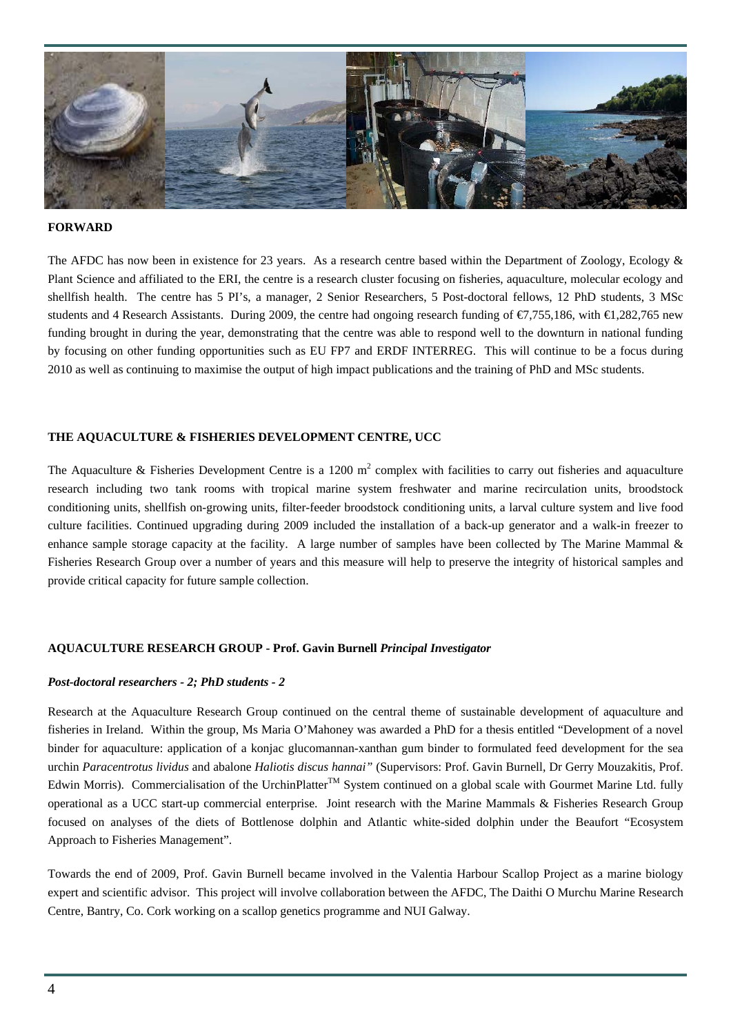**FORWARD**

The AFDC has now been in existence for 23 years. As a research centre based within the Department of Zoology, Ecology & Plant Science and affiliated to the ERI, the centre is a research cluster focusing on fisheries, aquaculture, molecular ecology and shellfish health. The centre has 5 PI's, a manager, 2 Senior Researchers, 5 Post-doctoral fellows, 12 PhD students, 3 MSc students and 4 Research Assistants. During 2009, the centre had ongoing research funding of €7,755,186, with €1,282,765 new funding brought in during the year, demonstrating that the centre was able to respond well to the downturn in national funding by focusing on other funding opportunities such as EU FP7 and ERDF INTERREG. This will continue to be a focus during 2010 as well as continuing to maximise the output of high impact publications and the training of PhD and MSc students.

**THE AQUACULTURE & FISHERIES DEVELOPMENT CENTRE, UCC**

The Aquaculture & Fisheries Development Centre is a 1200 $m^2$ complex with facilities to carry out fisheries and aquaculture research including two tank rooms with tropical marine system freshwater and marine recirculation units, broodstock conditioning units, shellfish on-growing units, filter-feeder broodstock conditioning units, a larval culture system and live food culture facilities. Continued upgrading during 2009 included the installation of a back-up generator and a walk-in freezer to enhance sample storage capacity at the facility. A large number of samples have been collected by The Marine Mammal & Fisheries Research Group over a number of years and this measure will help to preserve the integrity of historical samples and provide critical capacity for future sample collection.

**AQUACULTURE RESEARCH GROUP - Prof. Gavin Burnell** ***Principal Investigator***

***Post-doctoral researchers - 2; PhD students - 2***

Research at the Aquaculture Research Group continued on the central theme of sustainable development of aquaculture and fisheries in Ireland. Within the group, Ms Maria O'Mahoney was awarded a PhD for a thesis entitled "Development of a novel binder for aquaculture: application of a konjac glucomannan-xanthan gum binder to formulated feed development for the sea urchin *Paracentrotus lividus* and abalone *Haliotis discus hannai"* (Supervisors: Prof. Gavin Burnell, Dr Gerry Mouzakitis, Prof. Edwin Morris). Commercialisation of the UrchinPlatter™ System continued on a global scale with Gourmet Marine Ltd. fully operational as a UCC start-up commercial enterprise. Joint research with the Marine Mammals & Fisheries Research Group focused on analyses of the diets of Bottlenose dolphin and Atlantic white-sided dolphin under the Beaufort "Ecosystem Approach to Fisheries Management".

Towards the end of 2009, Prof. Gavin Burnell became involved in the Valentia Harbour Scallop Project as a marine biology expert and scientific advisor. This project will involve collaboration between the AFDC, The Daithi O Murchu Marine Research Centre, Bantry, Co. Cork working on a scallop genetics programme and NUI Galway.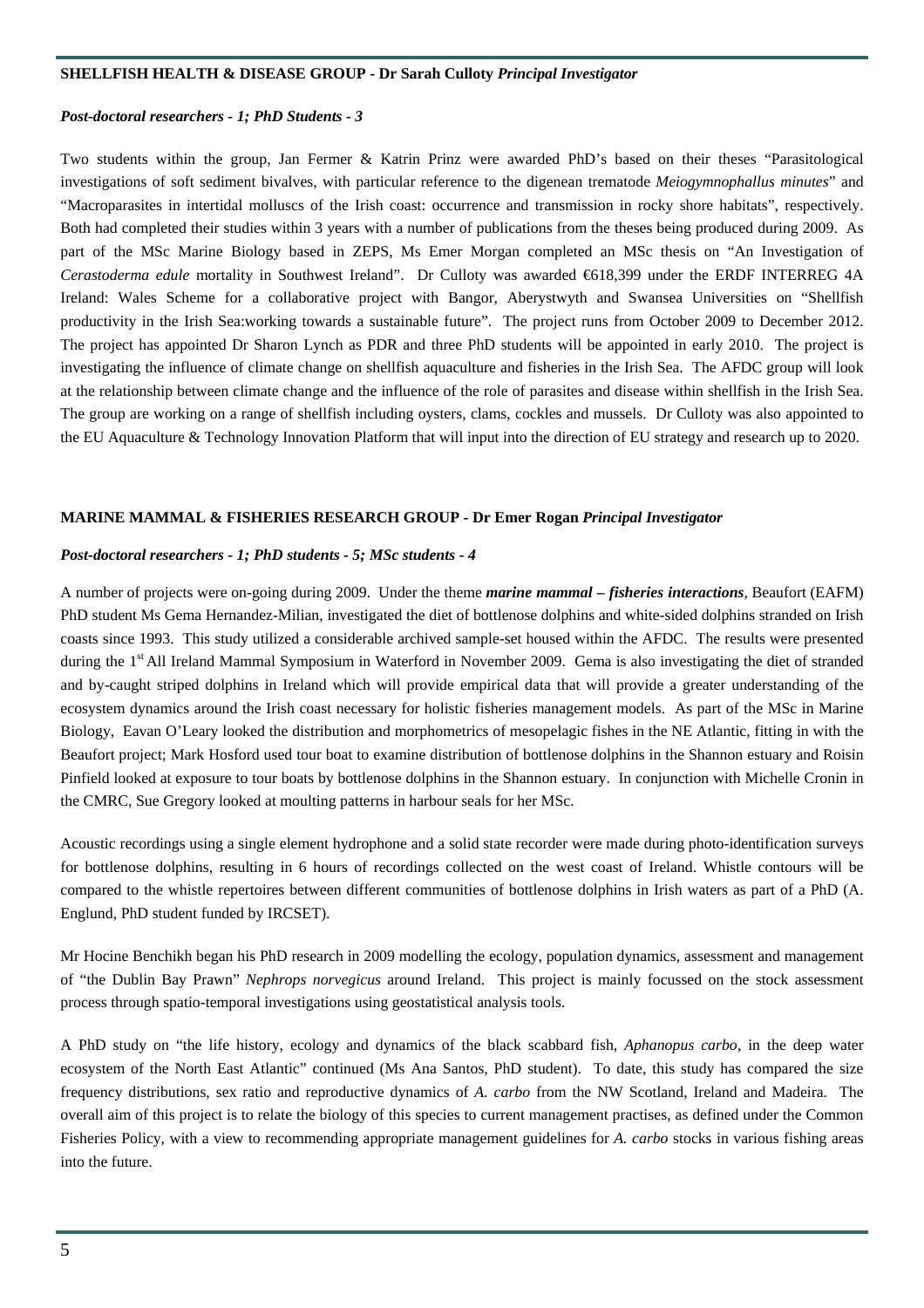**SHELLFISH HEALTH & DISEASE GROUP - Dr Sarah Culloty *Principal Investigator***

***Post-doctoral researchers - 1; PhD Students - 3***

Two students within the group, Jan Fermer & Katrin Prinz were awarded PhD's based on their theses "Parasitological investigations of soft sediment bivalves, with particular reference to the digenean trematode *Meiogymnophallus minutes*" and "Macroparasites in intertidal molluscs of the Irish coast: occurrence and transmission in rocky shore habitats", respectively. Both had completed their studies within 3 years with a number of publications from the theses being produced during 2009. As part of the MSc Marine Biology based in ZEPS, Ms Emer Morgan completed an MSc thesis on "An Investigation of *Cerastoderma edule* mortality in Southwest Ireland". Dr Culloty was awarded €618,399 under the ERDF INTERREG 4A Ireland: Wales Scheme for a collaborative project with Bangor, Aberystwyth and Swansea Universities on "Shellfish productivity in the Irish Sea:working towards a sustainable future". The project runs from October 2009 to December 2012. The project has appointed Dr Sharon Lynch as PDR and three PhD students will be appointed in early 2010. The project is investigating the influence of climate change on shellfish aquaculture and fisheries in the Irish Sea. The AFDC group will look at the relationship between climate change and the influence of the role of parasites and disease within shellfish in the Irish Sea. The group are working on a range of shellfish including oysters, clams, cockles and mussels. Dr Culloty was also appointed to the EU Aquaculture & Technology Innovation Platform that will input into the direction of EU strategy and research up to 2020.

**MARINE MAMMAL & FISHERIES RESEARCH GROUP - Dr Emer Rogan *Principal Investigator***

***Post-doctoral researchers - 1; PhD students - 5; MSc students - 4***

A number of projects were on-going during 2009. Under the theme ***marine mammal – fisheries interactions***, Beaufort (EAFM) PhD student Ms Gema Hernandez-Milian, investigated the diet of bottlenose dolphins and white-sided dolphins stranded on Irish coasts since 1993. This study utilized a considerable archived sample-set housed within the AFDC. The results were presented during the 1st All Ireland Mammal Symposium in Waterford in November 2009. Gema is also investigating the diet of stranded and by-caught striped dolphins in Ireland which will provide empirical data that will provide a greater understanding of the ecosystem dynamics around the Irish coast necessary for holistic fisheries management models. As part of the MSc in Marine Biology, Eavan O'Leary looked the distribution and morphometrics of mesopelagic fishes in the NE Atlantic, fitting in with the Beaufort project; Mark Hosford used tour boat to examine distribution of bottlenose dolphins in the Shannon estuary and Roisin Pinfield looked at exposure to tour boats by bottlenose dolphins in the Shannon estuary. In conjunction with Michelle Cronin in the CMRC, Sue Gregory looked at moulting patterns in harbour seals for her MSc.

Acoustic recordings using a single element hydrophone and a solid state recorder were made during photo-identification surveys for bottlenose dolphins, resulting in 6 hours of recordings collected on the west coast of Ireland. Whistle contours will be compared to the whistle repertoires between different communities of bottlenose dolphins in Irish waters as part of a PhD (A. Englund, PhD student funded by IRCSET).

Mr Hocine Benchikh began his PhD research in 2009 modelling the ecology, population dynamics, assessment and management of "the Dublin Bay Prawn" *Nephrops norvegicus* around Ireland. This project is mainly focussed on the stock assessment process through spatio-temporal investigations using geostatistical analysis tools.

A PhD study on "the life history, ecology and dynamics of the black scabbard fish, *Aphanopus carbo*, in the deep water ecosystem of the North East Atlantic" continued (Ms Ana Santos, PhD student). To date, this study has compared the size frequency distributions, sex ratio and reproductive dynamics of *A. carbo* from the NW Scotland, Ireland and Madeira. The overall aim of this project is to relate the biology of this species to current management practises, as defined under the Common Fisheries Policy, with a view to recommending appropriate management guidelines for *A. carbo* stocks in various fishing areas into the future.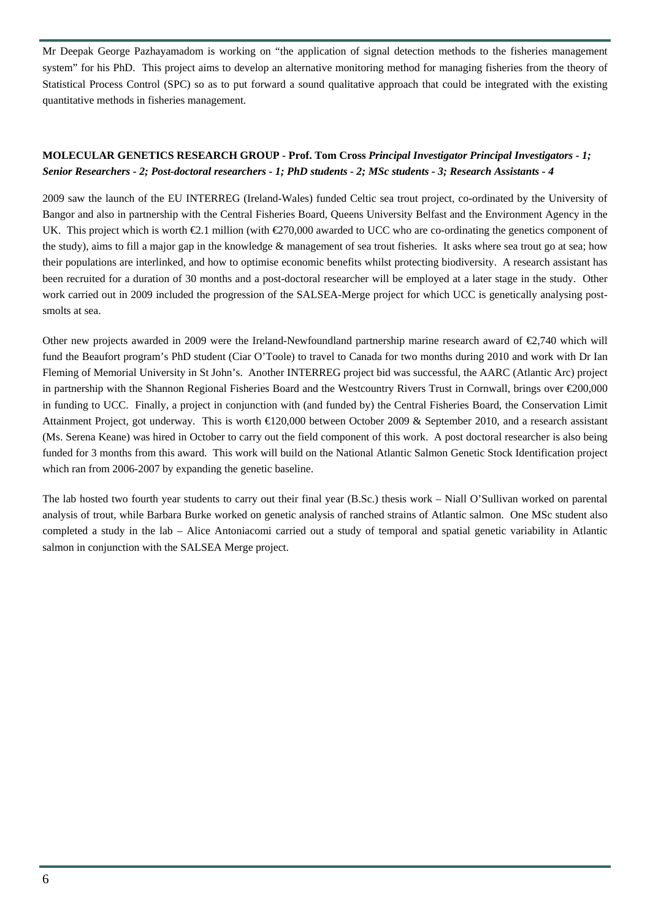Mr Deepak George Pazhayamadom is working on "the application of signal detection methods to the fisheries management system" for his PhD. This project aims to develop an alternative monitoring method for managing fisheries from the theory of Statistical Process Control (SPC) so as to put forward a sound qualitative approach that could be integrated with the existing quantitative methods in fisheries management.

**MOLECULAR GENETICS RESEARCH GROUP - Prof. Tom Cross** ***Principal Investigator Principal Investigators - 1; Senior Researchers - 2; Post-doctoral researchers - 1; PhD students - 2; MSc students - 3; Research Assistants - 4***

2009 saw the launch of the EU INTERREG (Ireland-Wales) funded Celtic sea trout project, co-ordinated by the University of Bangor and also in partnership with the Central Fisheries Board, Queens University Belfast and the Environment Agency in the UK. This project which is worth €2.1 million (with €270,000 awarded to UCC who are co-ordinating the genetics component of the study), aims to fill a major gap in the knowledge & management of sea trout fisheries. It asks where sea trout go at sea; how their populations are interlinked, and how to optimise economic benefits whilst protecting biodiversity. A research assistant has been recruited for a duration of 30 months and a post-doctoral researcher will be employed at a later stage in the study. Other work carried out in 2009 included the progression of the SALSEA-Merge project for which UCC is genetically analysing post-smolts at sea.

Other new projects awarded in 2009 were the Ireland-Newfoundland partnership marine research award of €2,740 which will fund the Beaufort program's PhD student (Ciar O'Toole) to travel to Canada for two months during 2010 and work with Dr Ian Fleming of Memorial University in St John's. Another INTERREG project bid was successful, the AARC (Atlantic Arc) project in partnership with the Shannon Regional Fisheries Board and the Westcountry Rivers Trust in Cornwall, brings over €200,000 in funding to UCC. Finally, a project in conjunction with (and funded by) the Central Fisheries Board, the Conservation Limit Attainment Project, got underway. This is worth €120,000 between October 2009 & September 2010, and a research assistant (Ms. Serena Keane) was hired in October to carry out the field component of this work. A post doctoral researcher is also being funded for 3 months from this award. This work will build on the National Atlantic Salmon Genetic Stock Identification project which ran from 2006-2007 by expanding the genetic baseline.

The lab hosted two fourth year students to carry out their final year (B.Sc.) thesis work – Niall O'Sullivan worked on parental analysis of trout, while Barbara Burke worked on genetic analysis of ranched strains of Atlantic salmon. One MSc student also completed a study in the lab – Alice Antoniacomi carried out a study of temporal and spatial genetic variability in Atlantic salmon in conjunction with the SALSEA Merge project.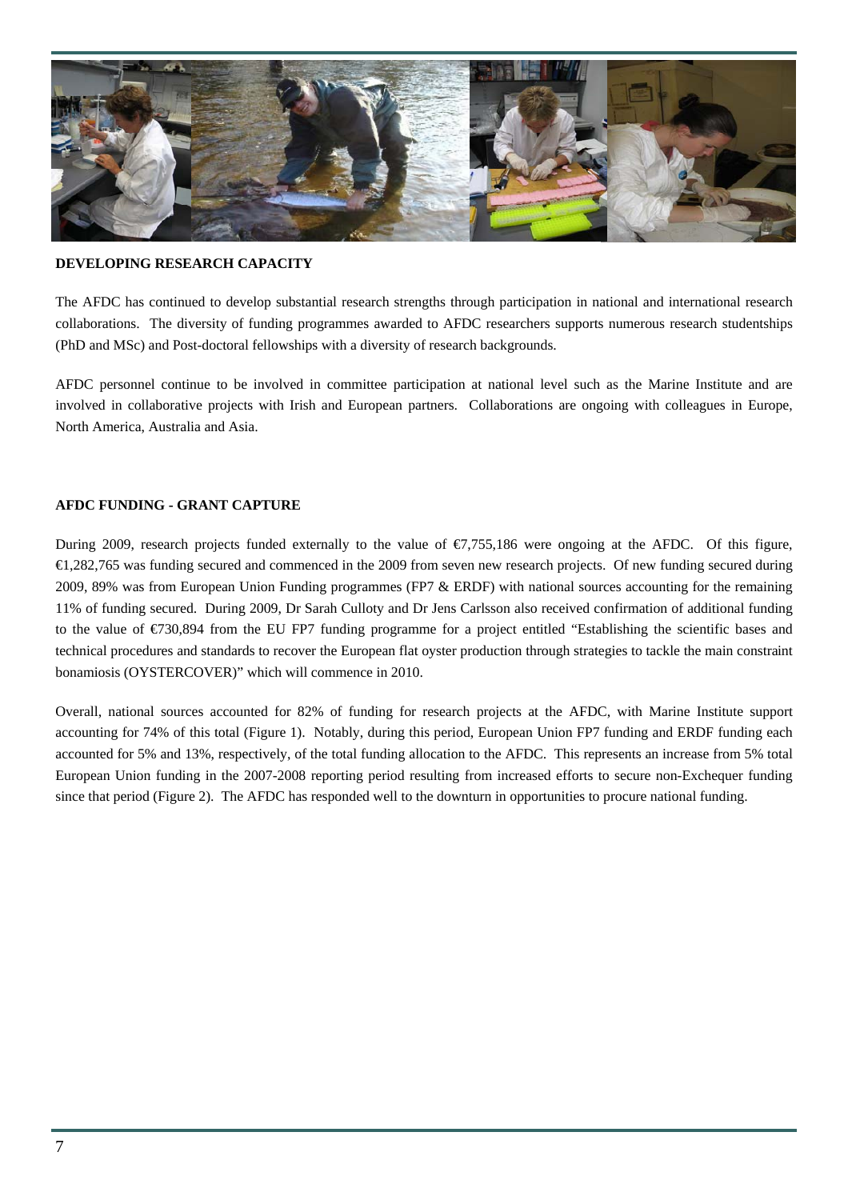## DEVELOPING RESEARCH CAPACITY

The AFDC has continued to develop substantial research strengths through participation in national and international research collaborations. The diversity of funding programmes awarded to AFDC researchers supports numerous research studentships (PhD and MSc) and Post-doctoral fellowships with a diversity of research backgrounds.

AFDC personnel continue to be involved in committee participation at national level such as the Marine Institute and are involved in collaborative projects with Irish and European partners. Collaborations are ongoing with colleagues in Europe, North America, Australia and Asia.

## AFDC FUNDING - GRANT CAPTURE

During 2009, research projects funded externally to the value of €7,755,186 were ongoing at the AFDC. Of this figure, €1,282,765 was funding secured and commenced in the 2009 from seven new research projects. Of new funding secured during 2009, 89% was from European Union Funding programmes (FP7 & ERDF) with national sources accounting for the remaining 11% of funding secured. During 2009, Dr Sarah Culloty and Dr Jens Carlsson also received confirmation of additional funding to the value of €730,894 from the EU FP7 funding programme for a project entitled "Establishing the scientific bases and technical procedures and standards to recover the European flat oyster production through strategies to tackle the main constraint bonamiosis (OYSTERCOVER)" which will commence in 2010.

Overall, national sources accounted for 82% of funding for research projects at the AFDC, with Marine Institute support accounting for 74% of this total (Figure 1). Notably, during this period, European Union FP7 funding and ERDF funding each accounted for 5% and 13%, respectively, of the total funding allocation to the AFDC. This represents an increase from 5% total European Union funding in the 2007-2008 reporting period resulting from increased efforts to secure non-Exchequer funding since that period (Figure 2). The AFDC has responded well to the downturn in opportunities to procure national funding.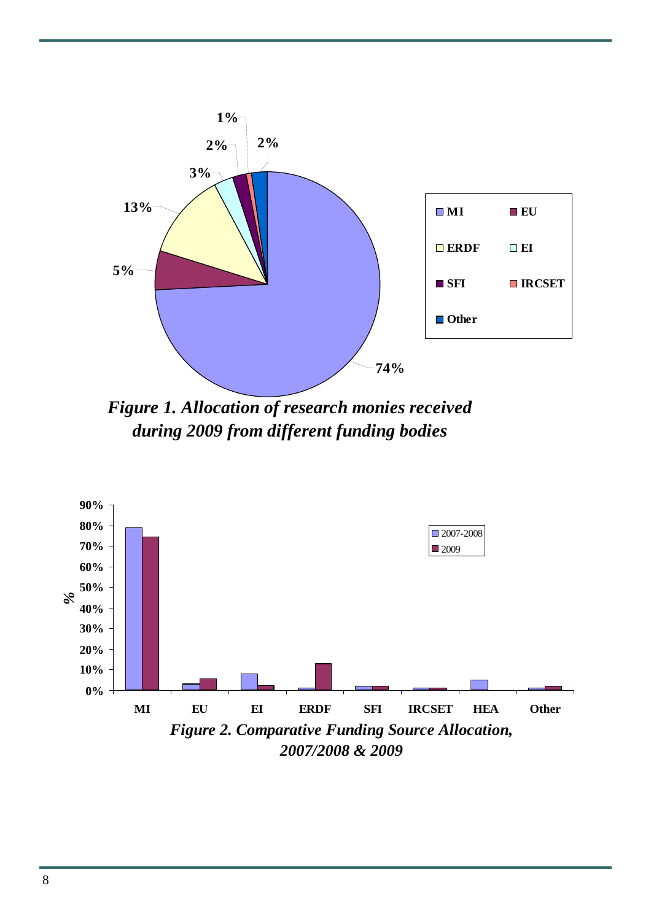*Figure 1. Allocation of research monies received during 2009 from different funding bodies*

*Figure 2. Comparative Funding Source Allocation, 2007/2008 & 2009*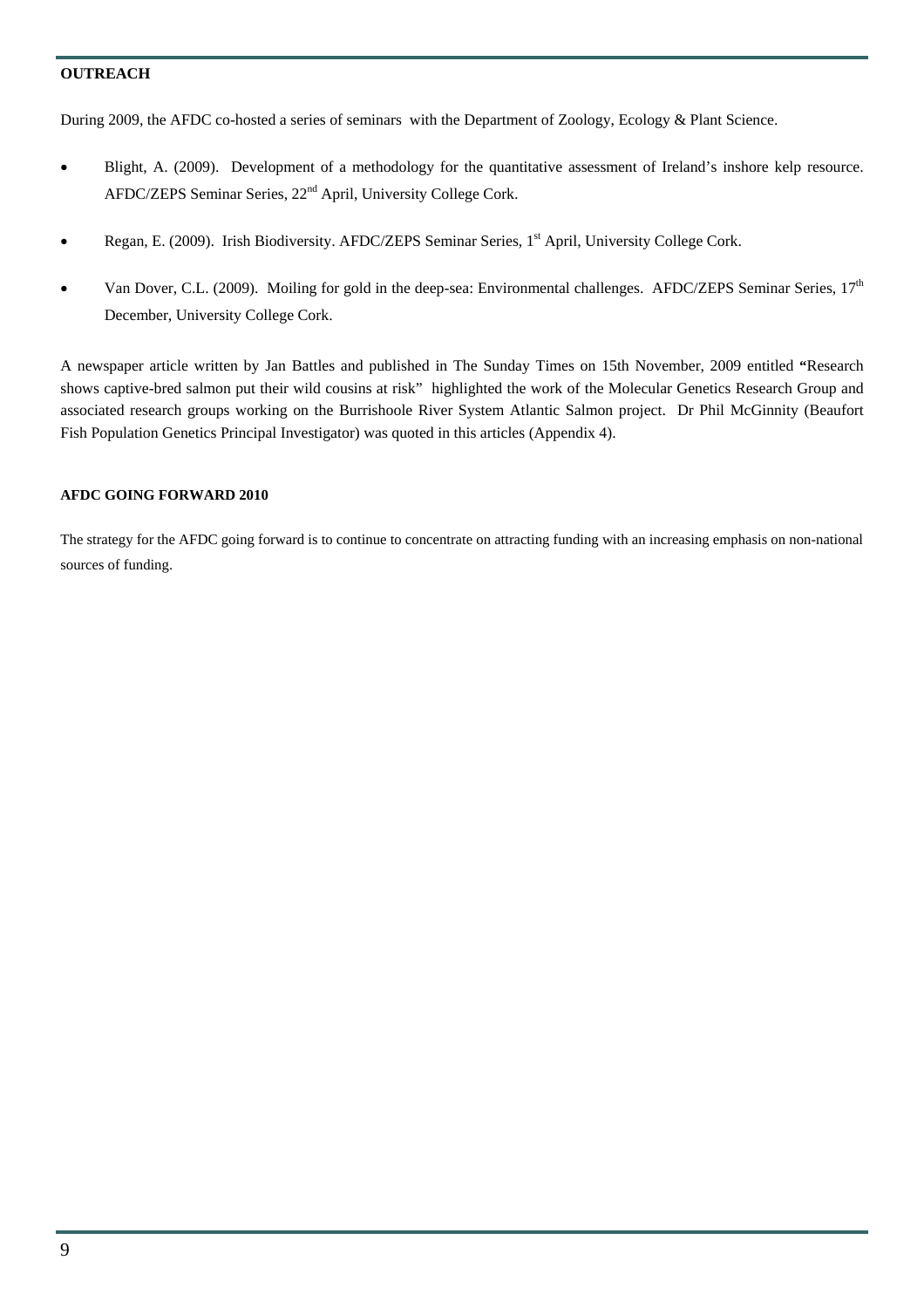## OUTREACH

During 2009, the AFDC co-hosted a series of seminars with the Department of Zoology, Ecology & Plant Science.

- Blight, A. (2009). Development of a methodology for the quantitative assessment of Ireland's inshore kelp resource. AFDC/ZEPS Seminar Series, 22nd April, University College Cork.
- Regan, E. (2009). Irish Biodiversity. AFDC/ZEPS Seminar Series, 1st April, University College Cork.
- Van Dover, C.L. (2009). Moiling for gold in the deep-sea: Environmental challenges. AFDC/ZEPS Seminar Series, 17th December, University College Cork.

A newspaper article written by Jan Battles and published in The Sunday Times on 15th November, 2009 entitled **"**Research shows captive-bred salmon put their wild cousins at risk" highlighted the work of the Molecular Genetics Research Group and associated research groups working on the Burrishoole River System Atlantic Salmon project. Dr Phil McGinnity (Beaufort Fish Population Genetics Principal Investigator) was quoted in this articles (Appendix 4).

## AFDC GOING FORWARD 2010

The strategy for the AFDC going forward is to continue to concentrate on attracting funding with an increasing emphasis on non-national sources of funding.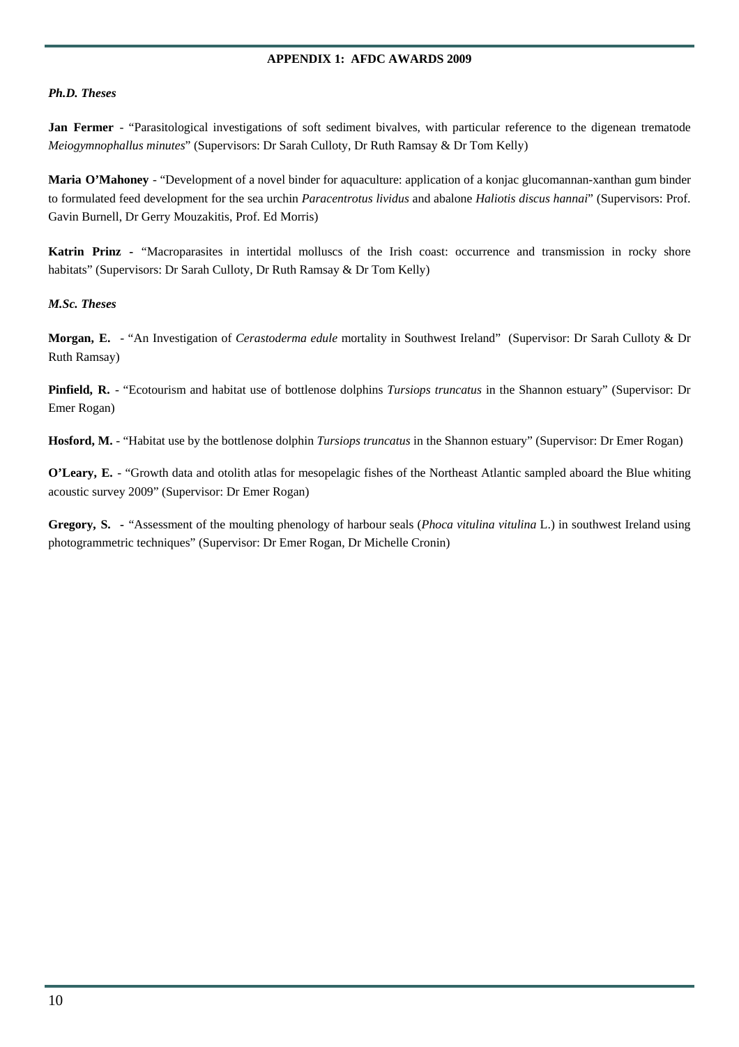# APPENDIX 1: AFDC AWARDS 2009

***Ph.D. Theses***

**Jan Fermer** - "Parasitological investigations of soft sediment bivalves, with particular reference to the digenean trematode *Meiogymnophallus minutes*" (Supervisors: Dr Sarah Culloty, Dr Ruth Ramsay & Dr Tom Kelly)

**Maria O'Mahoney** - "Development of a novel binder for aquaculture: application of a konjac glucomannan-xanthan gum binder to formulated feed development for the sea urchin *Paracentrotus lividus* and abalone *Haliotis discus hannai*" (Supervisors: Prof. Gavin Burnell, Dr Gerry Mouzakitis, Prof. Ed Morris)

**Katrin Prinz** - "Macroparasites in intertidal molluscs of the Irish coast: occurrence and transmission in rocky shore habitats" (Supervisors: Dr Sarah Culloty, Dr Ruth Ramsay & Dr Tom Kelly)

***M.Sc. Theses***

**Morgan, E.** - "An Investigation of *Cerastoderma edule* mortality in Southwest Ireland" (Supervisor: Dr Sarah Culloty & Dr Ruth Ramsay)

**Pinfield, R.** - "Ecotourism and habitat use of bottlenose dolphins *Tursiops truncatus* in the Shannon estuary" (Supervisor: Dr Emer Rogan)

**Hosford, M.** - "Habitat use by the bottlenose dolphin *Tursiops truncatus* in the Shannon estuary" (Supervisor: Dr Emer Rogan)

**O'Leary, E.** - "Growth data and otolith atlas for mesopelagic fishes of the Northeast Atlantic sampled aboard the Blue whiting acoustic survey 2009" (Supervisor: Dr Emer Rogan)

**Gregory, S.** - "Assessment of the moulting phenology of harbour seals (*Phoca vitulina vitulina* L.) in southwest Ireland using photogrammetric techniques" (Supervisor: Dr Emer Rogan, Dr Michelle Cronin)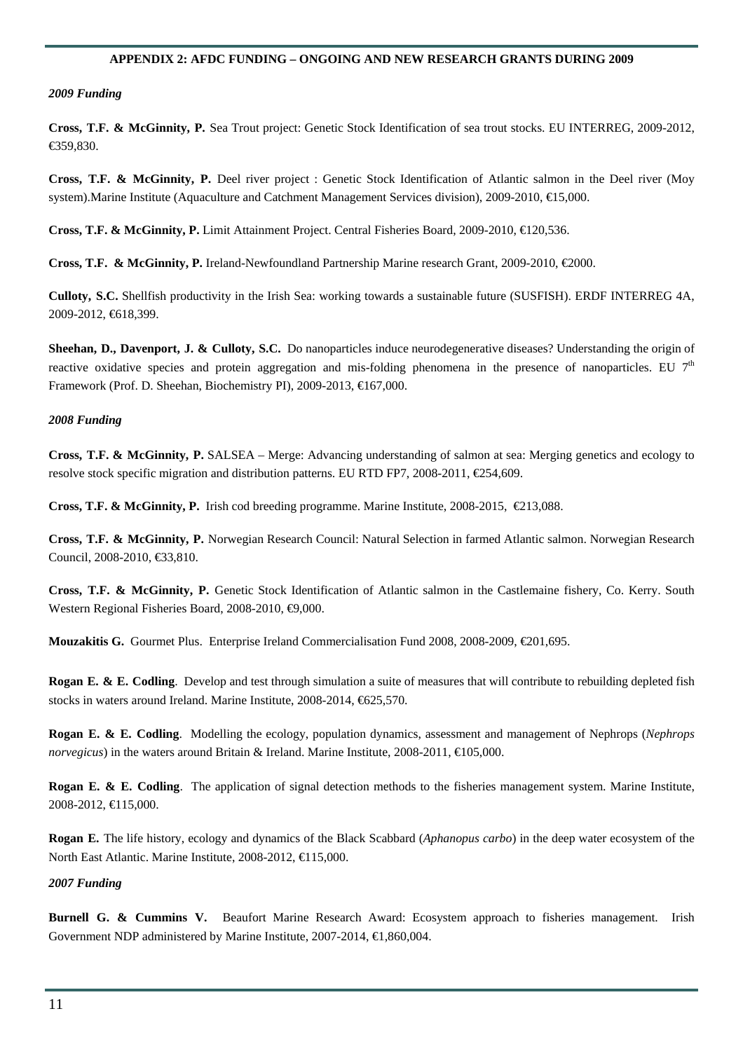## APPENDIX 2: AFDC FUNDING – ONGOING AND NEW RESEARCH GRANTS DURING 2009

***2009 Funding***

**Cross, T.F. & McGinnity, P.** Sea Trout project: Genetic Stock Identification of sea trout stocks. EU INTERREG, 2009-2012, €359,830.

**Cross, T.F. & McGinnity, P.** Deel river project : Genetic Stock Identification of Atlantic salmon in the Deel river (Moy system).Marine Institute (Aquaculture and Catchment Management Services division), 2009-2010, €15,000.

**Cross, T.F. & McGinnity, P.** Limit Attainment Project. Central Fisheries Board, 2009-2010, €120,536.

**Cross, T.F. & McGinnity, P.** Ireland-Newfoundland Partnership Marine research Grant, 2009-2010, €2000.

**Culloty, S.C.** Shellfish productivity in the Irish Sea: working towards a sustainable future (SUSFISH). ERDF INTERREG 4A, 2009-2012, €618,399.

**Sheehan, D., Davenport, J. & Culloty, S.C.** Do nanoparticles induce neurodegenerative diseases? Understanding the origin of reactive oxidative species and protein aggregation and mis-folding phenomena in the presence of nanoparticles. EU 7th Framework (Prof. D. Sheehan, Biochemistry PI), 2009-2013, €167,000.

***2008 Funding***

**Cross, T.F. & McGinnity, P.** SALSEA – Merge: Advancing understanding of salmon at sea: Merging genetics and ecology to resolve stock specific migration and distribution patterns. EU RTD FP7, 2008-2011, €254,609.

**Cross, T.F. & McGinnity, P.** Irish cod breeding programme. Marine Institute, 2008-2015, €213,088.

**Cross, T.F. & McGinnity, P.** Norwegian Research Council: Natural Selection in farmed Atlantic salmon. Norwegian Research Council, 2008-2010, €33,810.

**Cross, T.F. & McGinnity, P.** Genetic Stock Identification of Atlantic salmon in the Castlemaine fishery, Co. Kerry. South Western Regional Fisheries Board, 2008-2010, €9,000.

**Mouzakitis G.** Gourmet Plus. Enterprise Ireland Commercialisation Fund 2008, 2008-2009, €201,695.

**Rogan E. & E. Codling**. Develop and test through simulation a suite of measures that will contribute to rebuilding depleted fish stocks in waters around Ireland. Marine Institute, 2008-2014, €625,570.

**Rogan E. & E. Codling**. Modelling the ecology, population dynamics, assessment and management of Nephrops (*Nephrops norvegicus*) in the waters around Britain & Ireland. Marine Institute, 2008-2011, €105,000.

**Rogan E. & E. Codling**. The application of signal detection methods to the fisheries management system. Marine Institute, 2008-2012, €115,000.

**Rogan E.** The life history, ecology and dynamics of the Black Scabbard (*Aphanopus carbo*) in the deep water ecosystem of the North East Atlantic. Marine Institute, 2008-2012, €115,000.

***2007 Funding***

**Burnell G. & Cummins V.** Beaufort Marine Research Award: Ecosystem approach to fisheries management. Irish Government NDP administered by Marine Institute, 2007-2014, €1,860,004.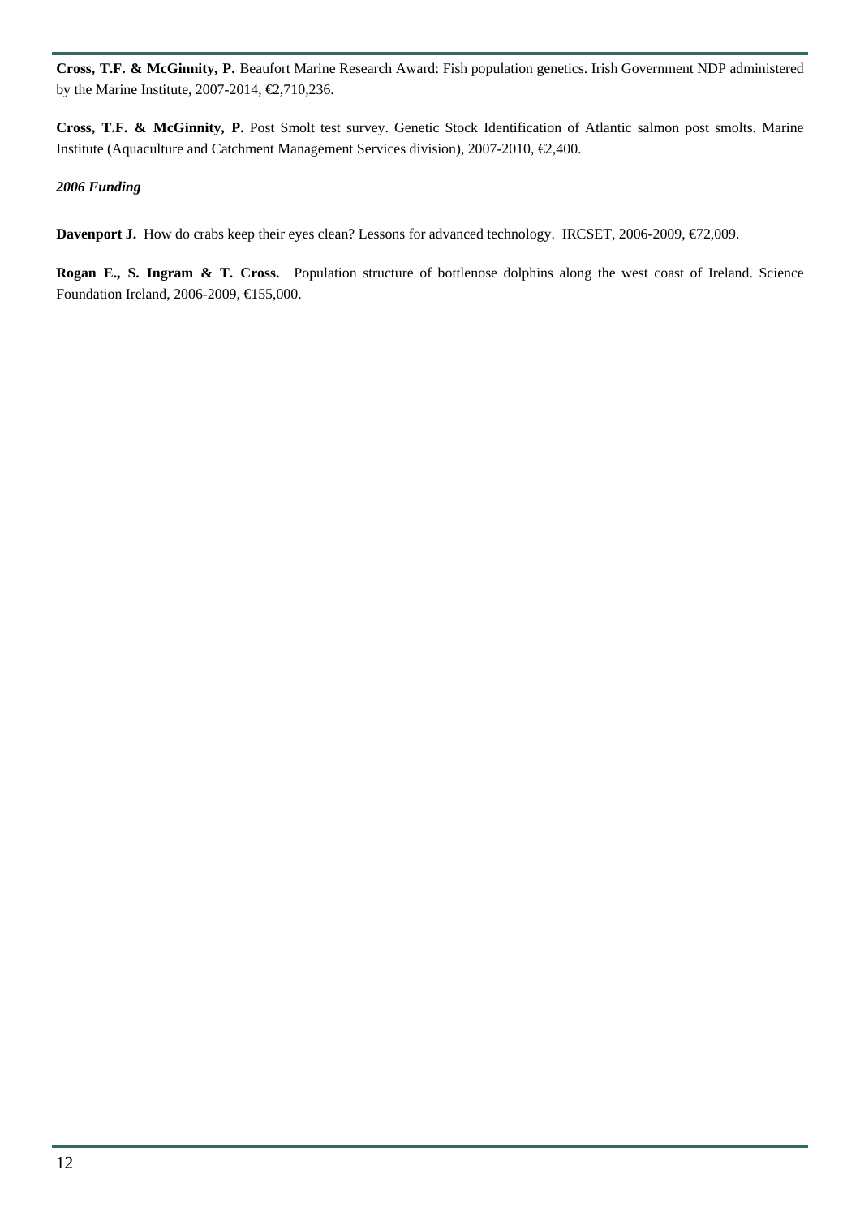**Cross, T.F. & McGinnity, P.** Beaufort Marine Research Award: Fish population genetics. Irish Government NDP administered by the Marine Institute, 2007-2014, €2,710,236.

**Cross, T.F. & McGinnity, P.** Post Smolt test survey. Genetic Stock Identification of Atlantic salmon post smolts. Marine Institute (Aquaculture and Catchment Management Services division), 2007-2010, €2,400.

***2006 Funding***

**Davenport J.** How do crabs keep their eyes clean? Lessons for advanced technology. IRCSET, 2006-2009, €72,009.

**Rogan E., S. Ingram & T. Cross.** Population structure of bottlenose dolphins along the west coast of Ireland. Science Foundation Ireland, 2006-2009, €155,000.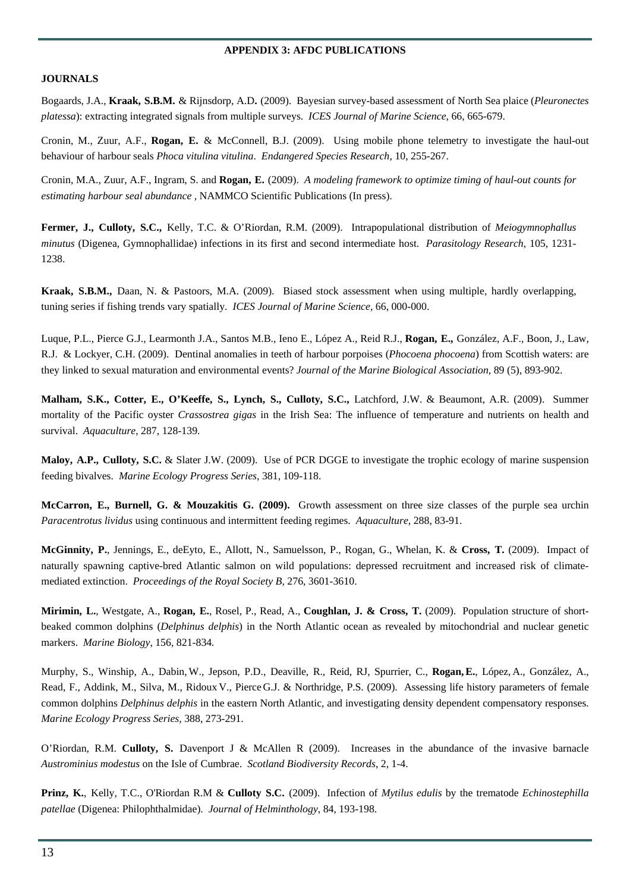## APPENDIX 3: AFDC PUBLICATIONS

### JOURNALS

Bogaards, J.A., **Kraak, S.B.M.** & Rijnsdorp, A.D**.** (2009). Bayesian survey-based assessment of North Sea plaice (*Pleuronectes platessa*): extracting integrated signals from multiple surveys. *ICES Journal of Marine Science*, 66, 665-679.

Cronin, M., Zuur, A.F., **Rogan, E.** & McConnell, B.J. (2009). Using mobile phone telemetry to investigate the haul-out behaviour of harbour seals *Phoca vitulina vitulina*. *Endangered Species Research*, 10, 255-267.

Cronin, M.A., Zuur, A.F., Ingram, S. and **Rogan, E.** (2009). *A modeling framework to optimize timing of haul-out counts for estimating harbour seal abundance* , NAMMCO Scientific Publications (In press).

**Fermer, J., Culloty, S.C.,** Kelly, T.C. & O'Riordan, R.M. (2009). Intrapopulational distribution of *Meiogymnophallus minutus* (Digenea, Gymnophallidae) infections in its first and second intermediate host. *Parasitology Research*, 105, 1231-1238.

**Kraak, S.B.M.,** Daan, N. & Pastoors, M.A. (2009). Biased stock assessment when using multiple, hardly overlapping, tuning series if fishing trends vary spatially. *ICES Journal of Marine Science*, 66, 000-000.

Luque, P.L., Pierce G.J., Learmonth J.A., Santos M.B., Ieno E., López A., Reid R.J., **Rogan, E.,** González, A.F., Boon, J., Law, R.J. & Lockyer, C.H. (2009). Dentinal anomalies in teeth of harbour porpoises (*Phocoena phocoena*) from Scottish waters: are they linked to sexual maturation and environmental events? *Journal of the Marine Biological Association,* 89 (5), 893-902.

**Malham, S.K., Cotter, E., O'Keeffe, S., Lynch, S., Culloty, S.C.,** Latchford, J.W. & Beaumont, A.R. (2009). Summer mortality of the Pacific oyster *Crassostrea gigas* in the Irish Sea: The influence of temperature and nutrients on health and survival. *Aquaculture*, 287, 128-139.

**Maloy, A.P., Culloty, S.C.** & Slater J.W. (2009). Use of PCR DGGE to investigate the trophic ecology of marine suspension feeding bivalves. *Marine Ecology Progress Series*, 381, 109-118.

**McCarron, E., Burnell, G. & Mouzakitis G. (2009).** Growth assessment on three size classes of the purple sea urchin *Paracentrotus lividus* using continuous and intermittent feeding regimes. *Aquaculture*, 288, 83-91.

**McGinnity, P.**, Jennings, E., deEyto, E., Allott, N., Samuelsson, P., Rogan, G., Whelan, K. & **Cross, T.** (2009). Impact of naturally spawning captive-bred Atlantic salmon on wild populations: depressed recruitment and increased risk of climate-mediated extinction. *Proceedings of the Royal Society B,* 276, 3601-3610.

**Mirimin, L.**, Westgate, A., **Rogan, E.**, Rosel, P., Read, A., **Coughlan, J. & Cross, T.** (2009). Population structure of short-beaked common dolphins (*Delphinus delphis*) in the North Atlantic ocean as revealed by mitochondrial and nuclear genetic markers. *Marine Biology,* 156, 821-834*.*

Murphy, S., Winship, A., Dabin, W., Jepson, P.D., Deaville, R., Reid, RJ, Spurrier, C., **Rogan, E.**, López, A., González, A., Read, F., Addink, M., Silva, M., Ridoux V., Pierce G.J. & Northridge, P.S. (2009). Assessing life history parameters of female common dolphins *Delphinus delphis* in the eastern North Atlantic, and investigating density dependent compensatory responses*. Marine Ecology Progress Series,* 388, 273-291*.*

O'Riordan, R.M. **Culloty, S.** Davenport J & McAllen R (2009). Increases in the abundance of the invasive barnacle *Austrominius modestus* on the Isle of Cumbrae. *Scotland Biodiversity Records*, 2, 1-4.

**Prinz, K.**, Kelly, T.C., O'Riordan R.M & **Culloty S.C.** (2009). Infection of *Mytilus edulis* by the trematode *Echinostephilla patellae* (Digenea: Philophthalmidae). *Journal of Helminthology*, 84, 193-198.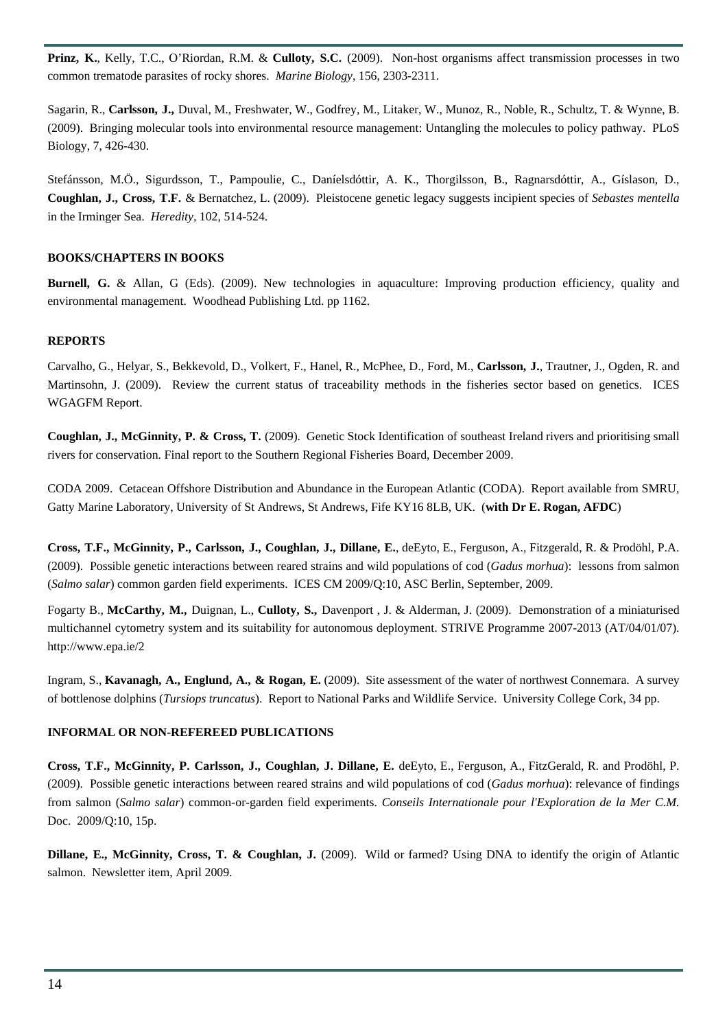**Prinz, K.**, Kelly, T.C., O'Riordan, R.M. & **Culloty, S.C.** (2009). Non-host organisms affect transmission processes in two common trematode parasites of rocky shores. *Marine Biology*, 156, 2303-2311.

Sagarin, R., **Carlsson, J.,** Duval, M., Freshwater, W., Godfrey, M., Litaker, W., Munoz, R., Noble, R., Schultz, T. & Wynne, B. (2009). Bringing molecular tools into environmental resource management: Untangling the molecules to policy pathway. PLoS Biology, 7, 426-430.

Stefánsson, M.Ö., Sigurdsson, T., Pampoulie, C., Daníelsdóttir, A. K., Thorgilsson, B., Ragnarsdóttir, A., Gíslason, D., **Coughlan, J., Cross, T.F.** & Bernatchez, L. (2009). Pleistocene genetic legacy suggests incipient species of *Sebastes mentella* in the Irminger Sea. *Heredity*, 102, 514-524.

## BOOKS/CHAPTERS IN BOOKS

**Burnell, G.** & Allan, G (Eds). (2009). New technologies in aquaculture: Improving production efficiency, quality and environmental management. Woodhead Publishing Ltd. pp 1162.

## REPORTS

Carvalho, G., Helyar, S., Bekkevold, D., Volkert, F., Hanel, R., McPhee, D., Ford, M., **Carlsson, J.**, Trautner, J., Ogden, R. and Martinsohn, J. (2009). Review the current status of traceability methods in the fisheries sector based on genetics. ICES WGAGFM Report.

**Coughlan, J., McGinnity, P. & Cross, T.** (2009). Genetic Stock Identification of southeast Ireland rivers and prioritising small rivers for conservation. Final report to the Southern Regional Fisheries Board, December 2009.

CODA 2009. Cetacean Offshore Distribution and Abundance in the European Atlantic (CODA). Report available from SMRU, Gatty Marine Laboratory, University of St Andrews, St Andrews, Fife KY16 8LB, UK. (**with Dr E. Rogan, AFDC**)

**Cross, T.F., McGinnity, P., Carlsson, J., Coughlan, J., Dillane, E.**, deEyto, E., Ferguson, A., Fitzgerald, R. & Prodöhl, P.A. (2009). Possible genetic interactions between reared strains and wild populations of cod (*Gadus morhua*): lessons from salmon (*Salmo salar*) common garden field experiments. ICES CM 2009/Q:10, ASC Berlin, September, 2009.

Fogarty B., **McCarthy, M.,** Duignan, L., **Culloty, S.,** Davenport , J. & Alderman, J. (2009). Demonstration of a miniaturised multichannel cytometry system and its suitability for autonomous deployment. STRIVE Programme 2007-2013 (AT/04/01/07). http://www.epa.ie/2

Ingram, S., **Kavanagh, A., Englund, A., & Rogan, E.** (2009). Site assessment of the water of northwest Connemara. A survey of bottlenose dolphins (*Tursiops truncatus*). Report to National Parks and Wildlife Service. University College Cork, 34 pp.

## INFORMAL OR NON-REFEREED PUBLICATIONS

**Cross, T.F., McGinnity, P. Carlsson, J., Coughlan, J. Dillane, E.** deEyto, E., Ferguson, A., FitzGerald, R. and Prodöhl, P. (2009). Possible genetic interactions between reared strains and wild populations of cod (*Gadus morhua*): relevance of findings from salmon (*Salmo salar*) common-or-garden field experiments. *Conseils Internationale pour l'Exploration de la Mer C.M.* Doc. 2009/Q:10, 15p.

**Dillane, E., McGinnity, Cross, T. & Coughlan, J.** (2009). Wild or farmed? Using DNA to identify the origin of Atlantic salmon. Newsletter item, April 2009.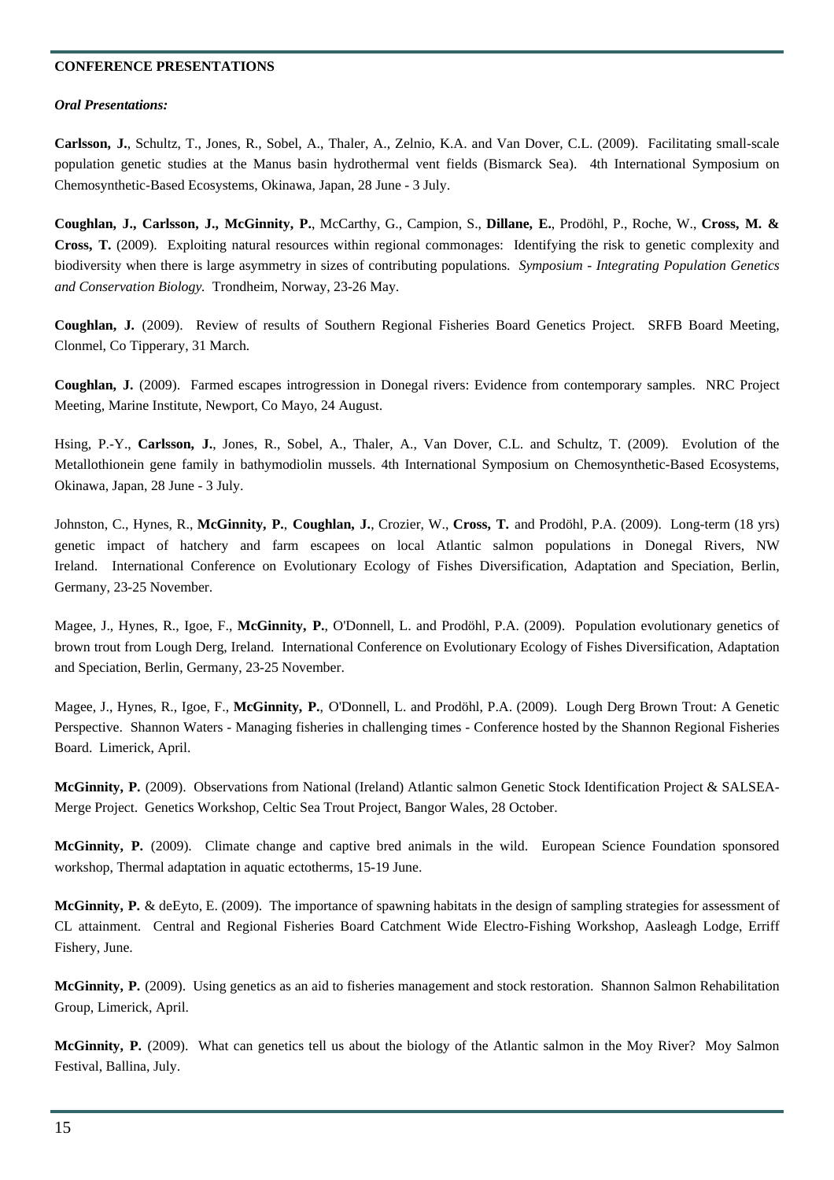**CONFERENCE PRESENTATIONS**

***Oral Presentations:***

**Carlsson, J.**, Schultz, T., Jones, R., Sobel, A., Thaler, A., Zelnio, K.A. and Van Dover, C.L. (2009). Facilitating small-scale population genetic studies at the Manus basin hydrothermal vent fields (Bismarck Sea). 4th International Symposium on Chemosynthetic-Based Ecosystems, Okinawa, Japan, 28 June - 3 July.

**Coughlan, J., Carlsson, J., McGinnity, P.**, McCarthy, G., Campion, S., **Dillane, E.**, Prodöhl, P., Roche, W., **Cross, M. & Cross, T.** (2009). Exploiting natural resources within regional commonages: Identifying the risk to genetic complexity and biodiversity when there is large asymmetry in sizes of contributing populations. *Symposium - Integrating Population Genetics and Conservation Biology.* Trondheim, Norway, 23-26 May.

**Coughlan, J.** (2009). Review of results of Southern Regional Fisheries Board Genetics Project. SRFB Board Meeting, Clonmel, Co Tipperary, 31 March.

**Coughlan, J.** (2009). Farmed escapes introgression in Donegal rivers: Evidence from contemporary samples. NRC Project Meeting, Marine Institute, Newport, Co Mayo, 24 August.

Hsing, P.-Y., **Carlsson, J.**, Jones, R., Sobel, A., Thaler, A., Van Dover, C.L. and Schultz, T. (2009). Evolution of the Metallothionein gene family in bathymodiolin mussels. 4th International Symposium on Chemosynthetic-Based Ecosystems, Okinawa, Japan, 28 June - 3 July.

Johnston, C., Hynes, R., **McGinnity, P.**, **Coughlan, J.**, Crozier, W., **Cross, T.** and Prodöhl, P.A. (2009). Long-term (18 yrs) genetic impact of hatchery and farm escapees on local Atlantic salmon populations in Donegal Rivers, NW Ireland. International Conference on Evolutionary Ecology of Fishes Diversification, Adaptation and Speciation, Berlin, Germany, 23-25 November.

Magee, J., Hynes, R., Igoe, F., **McGinnity, P.**, O'Donnell, L. and Prodöhl, P.A. (2009). Population evolutionary genetics of brown trout from Lough Derg, Ireland. International Conference on Evolutionary Ecology of Fishes Diversification, Adaptation and Speciation, Berlin, Germany, 23-25 November.

Magee, J., Hynes, R., Igoe, F., **McGinnity, P.**, O'Donnell, L. and Prodöhl, P.A. (2009). Lough Derg Brown Trout: A Genetic Perspective. Shannon Waters - Managing fisheries in challenging times - Conference hosted by the Shannon Regional Fisheries Board. Limerick, April.

**McGinnity, P.** (2009). Observations from National (Ireland) Atlantic salmon Genetic Stock Identification Project & SALSEA-Merge Project. Genetics Workshop, Celtic Sea Trout Project, Bangor Wales, 28 October.

**McGinnity, P.** (2009). Climate change and captive bred animals in the wild. European Science Foundation sponsored workshop, Thermal adaptation in aquatic ectotherms, 15-19 June.

**McGinnity, P.** & deEyto, E. (2009). The importance of spawning habitats in the design of sampling strategies for assessment of CL attainment. Central and Regional Fisheries Board Catchment Wide Electro-Fishing Workshop, Aasleagh Lodge, Erriff Fishery, June.

**McGinnity, P.** (2009). Using genetics as an aid to fisheries management and stock restoration. Shannon Salmon Rehabilitation Group, Limerick, April.

**McGinnity, P.** (2009). What can genetics tell us about the biology of the Atlantic salmon in the Moy River? Moy Salmon Festival, Ballina, July.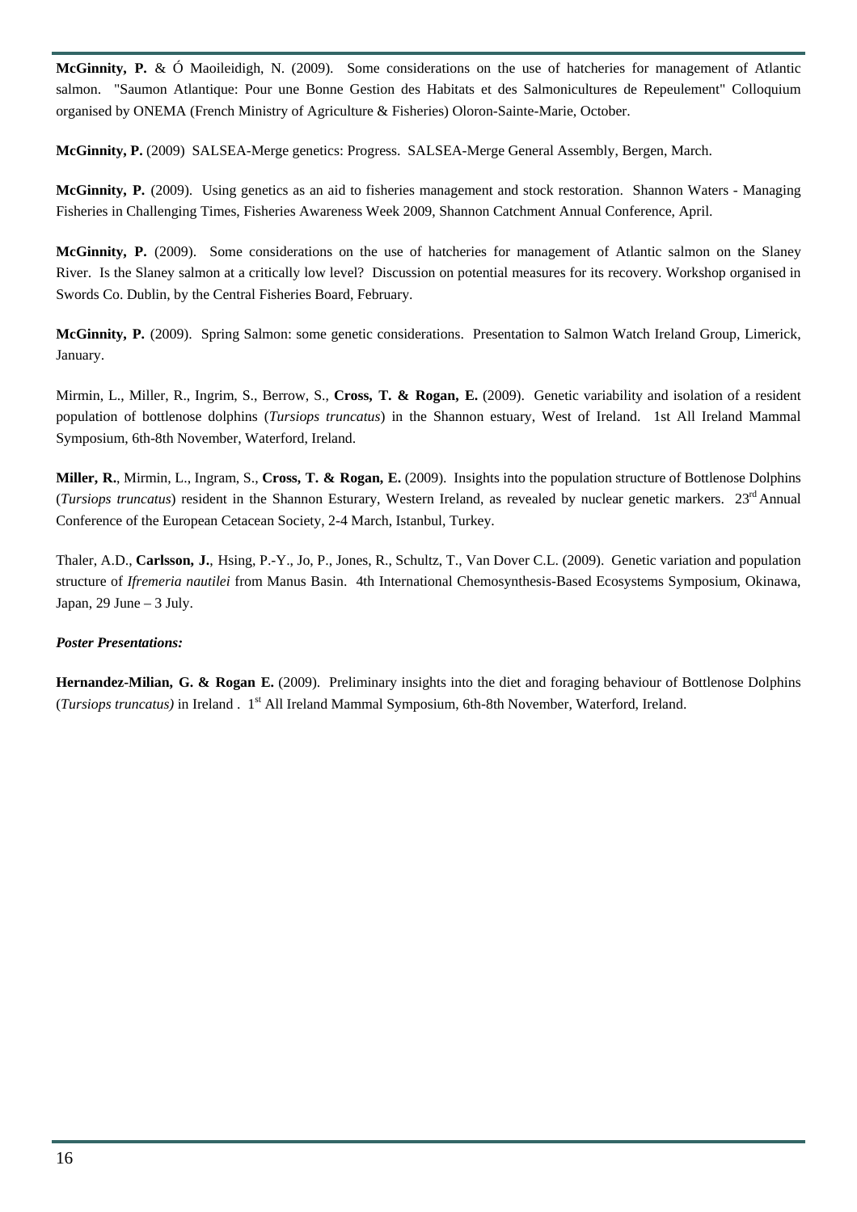**McGinnity, P.** & Ó Maoileidigh, N. (2009). Some considerations on the use of hatcheries for management of Atlantic salmon. "Saumon Atlantique: Pour une Bonne Gestion des Habitats et des Salmonicultures de Repeulement" Colloquium organised by ONEMA (French Ministry of Agriculture & Fisheries) Oloron-Sainte-Marie, October.

**McGinnity, P.** (2009) SALSEA-Merge genetics: Progress. SALSEA-Merge General Assembly, Bergen, March.

**McGinnity, P.** (2009). Using genetics as an aid to fisheries management and stock restoration. Shannon Waters - Managing Fisheries in Challenging Times, Fisheries Awareness Week 2009, Shannon Catchment Annual Conference, April.

**McGinnity, P.** (2009). Some considerations on the use of hatcheries for management of Atlantic salmon on the Slaney River. Is the Slaney salmon at a critically low level? Discussion on potential measures for its recovery. Workshop organised in Swords Co. Dublin, by the Central Fisheries Board, February.

**McGinnity, P.** (2009). Spring Salmon: some genetic considerations. Presentation to Salmon Watch Ireland Group, Limerick, January.

Mirmin, L., Miller, R., Ingrim, S., Berrow, S., **Cross, T. & Rogan, E.** (2009). Genetic variability and isolation of a resident population of bottlenose dolphins (*Tursiops truncatus*) in the Shannon estuary, West of Ireland. 1st All Ireland Mammal Symposium, 6th-8th November, Waterford, Ireland.

**Miller, R.**, Mirmin, L., Ingram, S., **Cross, T. & Rogan, E.** (2009). Insights into the population structure of Bottlenose Dolphins (*Tursiops truncatus*) resident in the Shannon Esturary, Western Ireland, as revealed by nuclear genetic markers. 23rd Annual Conference of the European Cetacean Society, 2-4 March, Istanbul, Turkey.

Thaler, A.D., **Carlsson, J.**, Hsing, P.-Y., Jo, P., Jones, R., Schultz, T., Van Dover C.L. (2009). Genetic variation and population structure of *Ifremeria nautilei* from Manus Basin. 4th International Chemosynthesis-Based Ecosystems Symposium, Okinawa, Japan, 29 June – 3 July.

***Poster Presentations:***

**Hernandez-Milian, G. & Rogan E.** (2009). Preliminary insights into the diet and foraging behaviour of Bottlenose Dolphins (*Tursiops truncatus)* in Ireland . 1st All Ireland Mammal Symposium, 6th-8th November, Waterford, Ireland.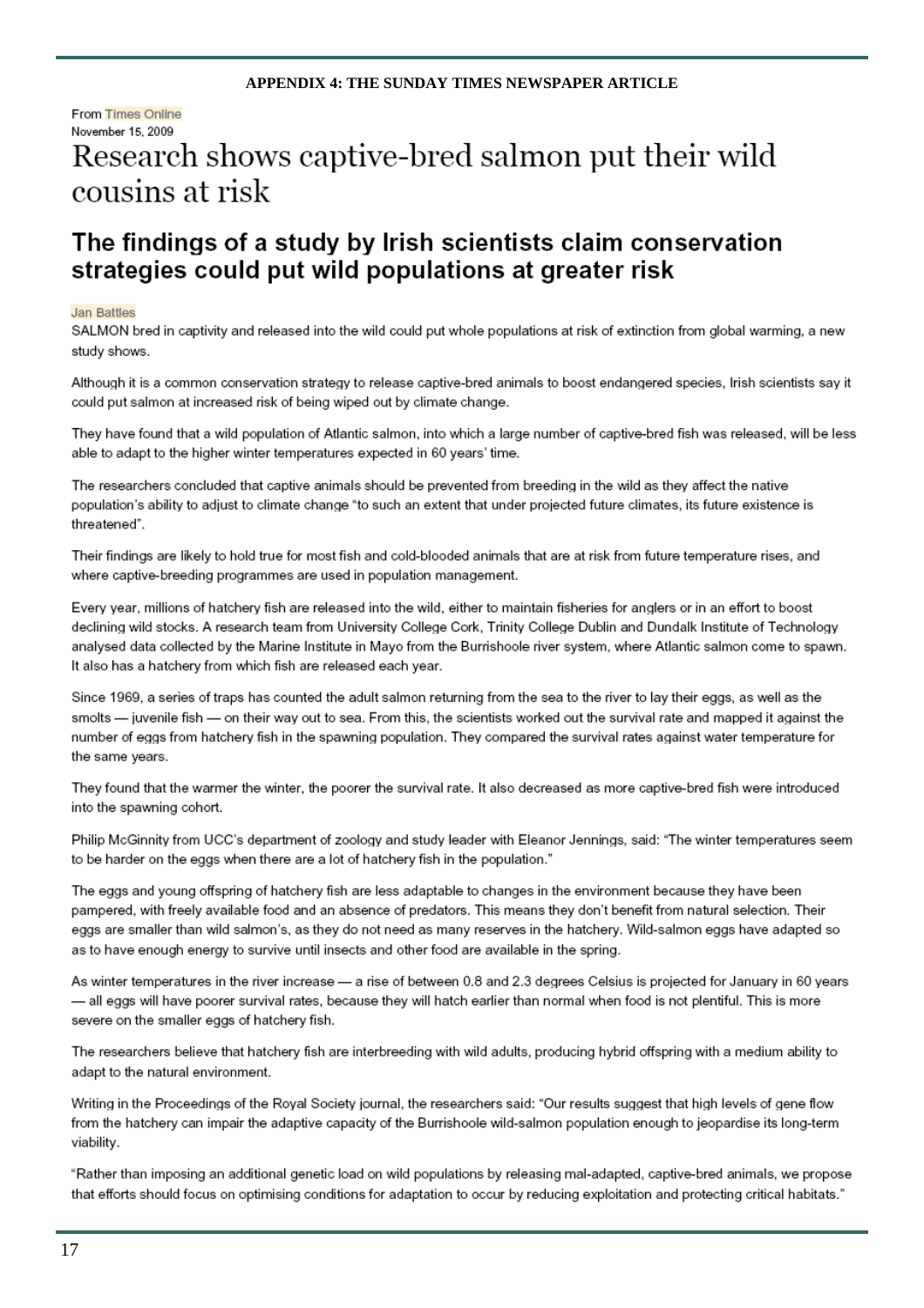**APPENDIX 4: THE SUNDAY TIMES NEWSPAPER ARTICLE**

From Times Online
November 15, 2009

# Research shows captive-bred salmon put their wild cousins at risk

## The findings of a study by Irish scientists claim conservation strategies could put wild populations at greater risk

Jan Battles

SALMON bred in captivity and released into the wild could put whole populations at risk of extinction from global warming, a new study shows.

Although it is a common conservation strategy to release captive-bred animals to boost endangered species, Irish scientists say it could put salmon at increased risk of being wiped out by climate change.

They have found that a wild population of Atlantic salmon, into which a large number of captive-bred fish was released, will be less able to adapt to the higher winter temperatures expected in 60 years' time.

The researchers concluded that captive animals should be prevented from breeding in the wild as they affect the native population's ability to adjust to climate change "to such an extent that under projected future climates, its future existence is threatened".

Their findings are likely to hold true for most fish and cold-blooded animals that are at risk from future temperature rises, and where captive-breeding programmes are used in population management.

Every year, millions of hatchery fish are released into the wild, either to maintain fisheries for anglers or in an effort to boost declining wild stocks. A research team from University College Cork, Trinity College Dublin and Dundalk Institute of Technology analysed data collected by the Marine Institute in Mayo from the Burrishoole river system, where Atlantic salmon come to spawn. It also has a hatchery from which fish are released each year.

Since 1969, a series of traps has counted the adult salmon returning from the sea to the river to lay their eggs, as well as the smolts — juvenile fish — on their way out to sea. From this, the scientists worked out the survival rate and mapped it against the number of eggs from hatchery fish in the spawning population. They compared the survival rates against water temperature for the same years.

They found that the warmer the winter, the poorer the survival rate. It also decreased as more captive-bred fish were introduced into the spawning cohort.

Philip McGinnity from UCC's department of zoology and study leader with Eleanor Jennings, said: "The winter temperatures seem to be harder on the eggs when there are a lot of hatchery fish in the population."

The eggs and young offspring of hatchery fish are less adaptable to changes in the environment because they have been pampered, with freely available food and an absence of predators. This means they don't benefit from natural selection. Their eggs are smaller than wild salmon's, as they do not need as many reserves in the hatchery. Wild-salmon eggs have adapted so as to have enough energy to survive until insects and other food are available in the spring.

As winter temperatures in the river increase — a rise of between 0.8 and 2.3 degrees Celsius is projected for January in 60 years — all eggs will have poorer survival rates, because they will hatch earlier than normal when food is not plentiful. This is more severe on the smaller eggs of hatchery fish.

The researchers believe that hatchery fish are interbreeding with wild adults, producing hybrid offspring with a medium ability to adapt to the natural environment.

Writing in the Proceedings of the Royal Society journal, the researchers said: "Our results suggest that high levels of gene flow from the hatchery can impair the adaptive capacity of the Burrishoole wild-salmon population enough to jeopardise its long-term viability.

"Rather than imposing an additional genetic load on wild populations by releasing mal-adapted, captive-bred animals, we propose that efforts should focus on optimising conditions for adaptation to occur by reducing exploitation and protecting critical habitats."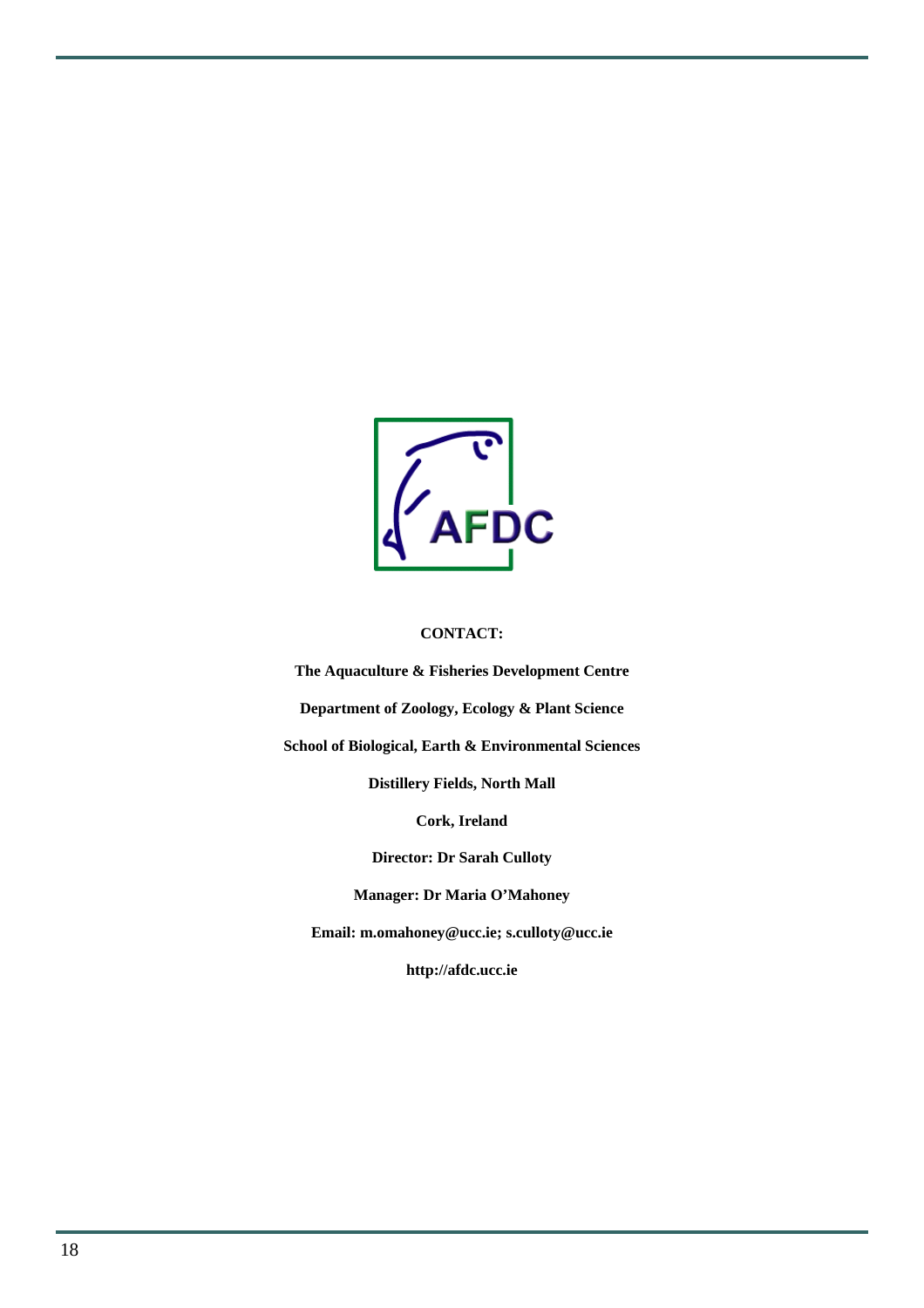**CONTACT:**

**The Aquaculture & Fisheries Development Centre**

**Department of Zoology, Ecology & Plant Science**

**School of Biological, Earth & Environmental Sciences**

**Distillery Fields, North Mall**

**Cork, Ireland**

**Director: Dr Sarah Culloty**

**Manager: Dr Maria O'Mahoney**

**Email: m.omahoney@ucc.ie; s.culloty@ucc.ie**

**http://afdc.ucc.ie**